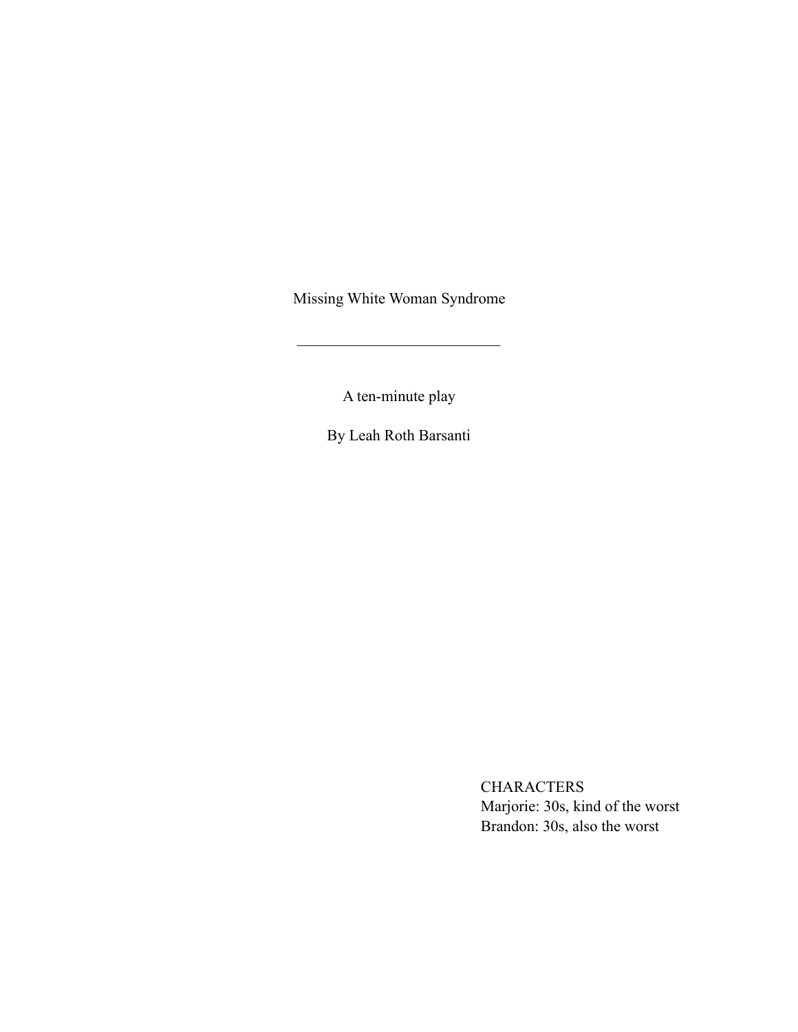# Missing White Woman Syndrome

---

A ten-minute play

By Leah Roth Barsanti

CHARACTERS
Marjorie: 30s, kind of the worst
Brandon: 30s, also the worst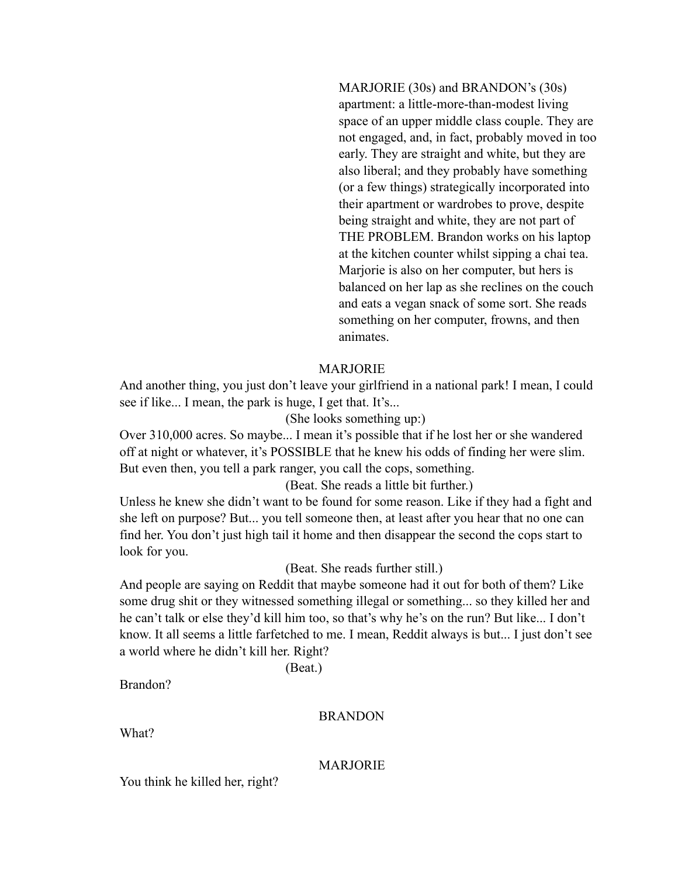MARJORIE (30s) and BRANDON's (30s) apartment: a little-more-than-modest living space of an upper middle class couple. They are not engaged, and, in fact, probably moved in too early. They are straight and white, but they are also liberal; and they probably have something (or a few things) strategically incorporated into their apartment or wardrobes to prove, despite being straight and white, they are not part of THE PROBLEM. Brandon works on his laptop at the kitchen counter whilst sipping a chai tea. Marjorie is also on her computer, but hers is balanced on her lap as she reclines on the couch and eats a vegan snack of some sort. She reads something on her computer, frowns, and then animates.

MARJORIE

And another thing, you just don't leave your girlfriend in a national park! I mean, I could see if like... I mean, the park is huge, I get that. It's...

(She looks something up:)

Over 310,000 acres. So maybe... I mean it's possible that if he lost her or she wandered off at night or whatever, it's POSSIBLE that he knew his odds of finding her were slim. But even then, you tell a park ranger, you call the cops, something.

(Beat. She reads a little bit further.)

Unless he knew she didn't want to be found for some reason. Like if they had a fight and she left on purpose? But... you tell someone then, at least after you hear that no one can find her. You don't just high tail it home and then disappear the second the cops start to look for you.

(Beat. She reads further still.)

And people are saying on Reddit that maybe someone had it out for both of them? Like some drug shit or they witnessed something illegal or something... so they killed her and he can't talk or else they'd kill him too, so that's why he's on the run? But like... I don't know. It all seems a little farfetched to me. I mean, Reddit always is but... I just don't see a world where he didn't kill her. Right?

(Beat.)

Brandon?

BRANDON

What?

MARJORIE

You think he killed her, right?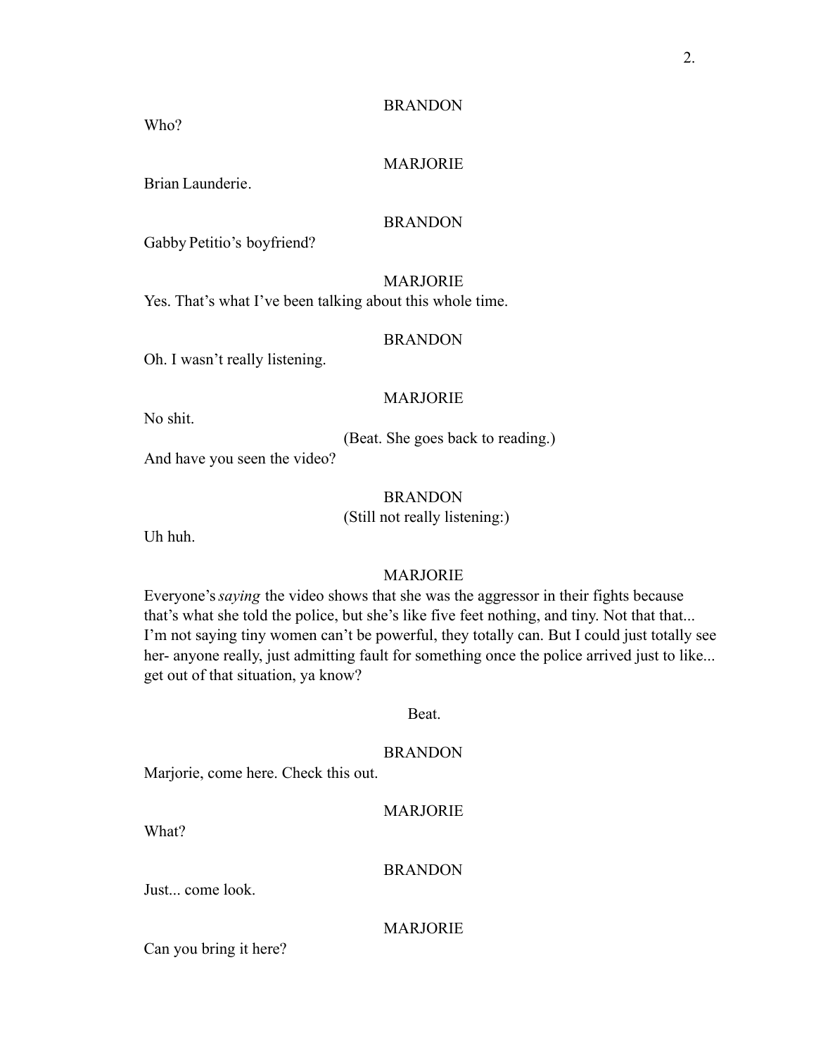BRANDON

Who?

MARJORIE

Brian Launderie.

BRANDON

Gabby Petitio's boyfriend?

MARJORIE

Yes. That's what I've been talking about this whole time.

BRANDON

Oh. I wasn't really listening.

MARJORIE

No shit.

(Beat. She goes back to reading.)

And have you seen the video?

BRANDON

(Still not really listening:)

Uh huh.

MARJORIE

Everyone's *saying* the video shows that she was the aggressor in their fights because that's what she told the police, but she's like five feet nothing, and tiny. Not that that... I'm not saying tiny women can't be powerful, they totally can. But I could just totally see her- anyone really, just admitting fault for something once the police arrived just to like... get out of that situation, ya know?

Beat.

BRANDON

Marjorie, come here. Check this out.

MARJORIE

What?

BRANDON

Just... come look.

MARJORIE

Can you bring it here?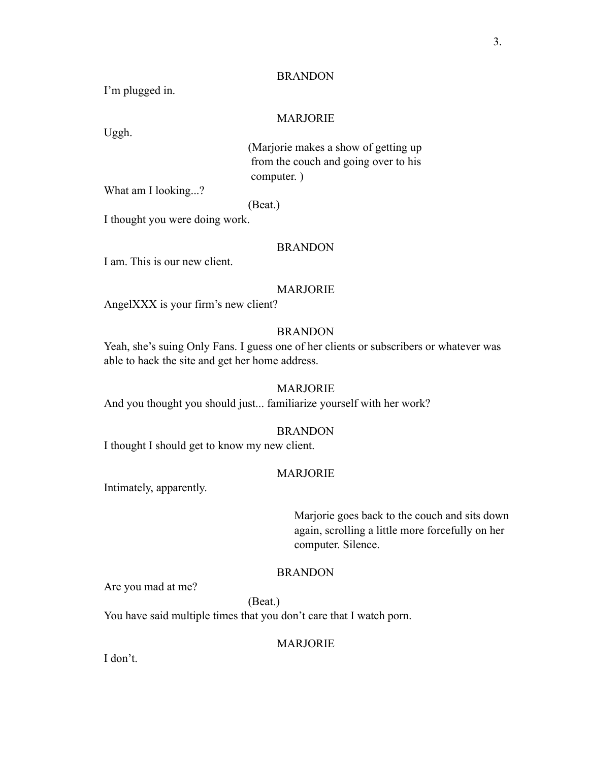BRANDON

I'm plugged in.

MARJORIE

Uggh.

(Marjorie makes a show of getting up from the couch and going over to his computer. )

What am I looking...?

(Beat.)

I thought you were doing work.

BRANDON

I am. This is our new client.

MARJORIE

AngelXXX is your firm's new client?

BRANDON

Yeah, she's suing Only Fans. I guess one of her clients or subscribers or whatever was able to hack the site and get her home address.

MARJORIE

And you thought you should just... familiarize yourself with her work?

BRANDON

I thought I should get to know my new client.

MARJORIE

Intimately, apparently.

Marjorie goes back to the couch and sits down again, scrolling a little more forcefully on her computer. Silence.

BRANDON

Are you mad at me?

(Beat.)

You have said multiple times that you don't care that I watch porn.

MARJORIE

I don't.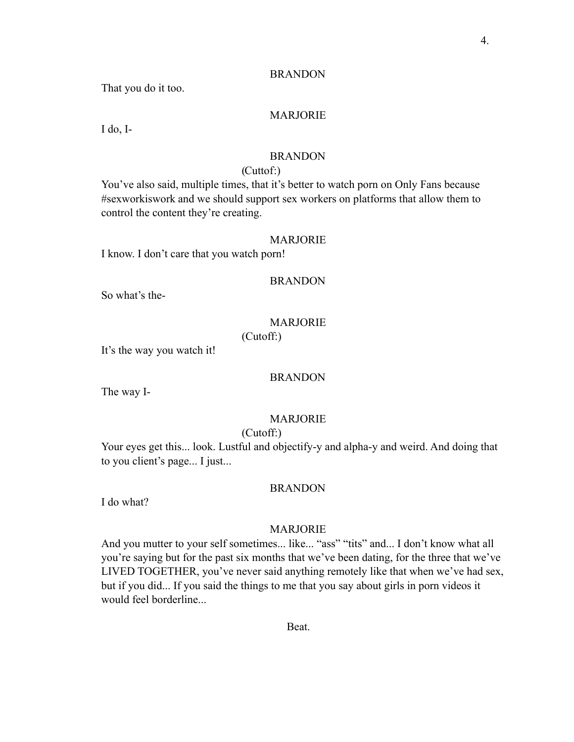BRANDON

That you do it too.

MARJORIE

I do, I-

BRANDON

(Cuttof:)

You've also said, multiple times, that it's better to watch porn on Only Fans because #sexworkiswork and we should support sex workers on platforms that allow them to control the content they're creating.

MARJORIE

I know. I don't care that you watch porn!

BRANDON

So what's the-

MARJORIE

(Cutoff:)

It's the way you watch it!

BRANDON

The way I-

MARJORIE

(Cutoff:)

Your eyes get this... look. Lustful and objectify-y and alpha-y and weird. And doing that to you client's page... I just...

BRANDON

I do what?

MARJORIE

And you mutter to your self sometimes... like... "ass" "tits" and... I don't know what all you're saying but for the past six months that we've been dating, for the three that we've LIVED TOGETHER, you've never said anything remotely like that when we've had sex, but if you did... If you said the things to me that you say about girls in porn videos it would feel borderline...

Beat.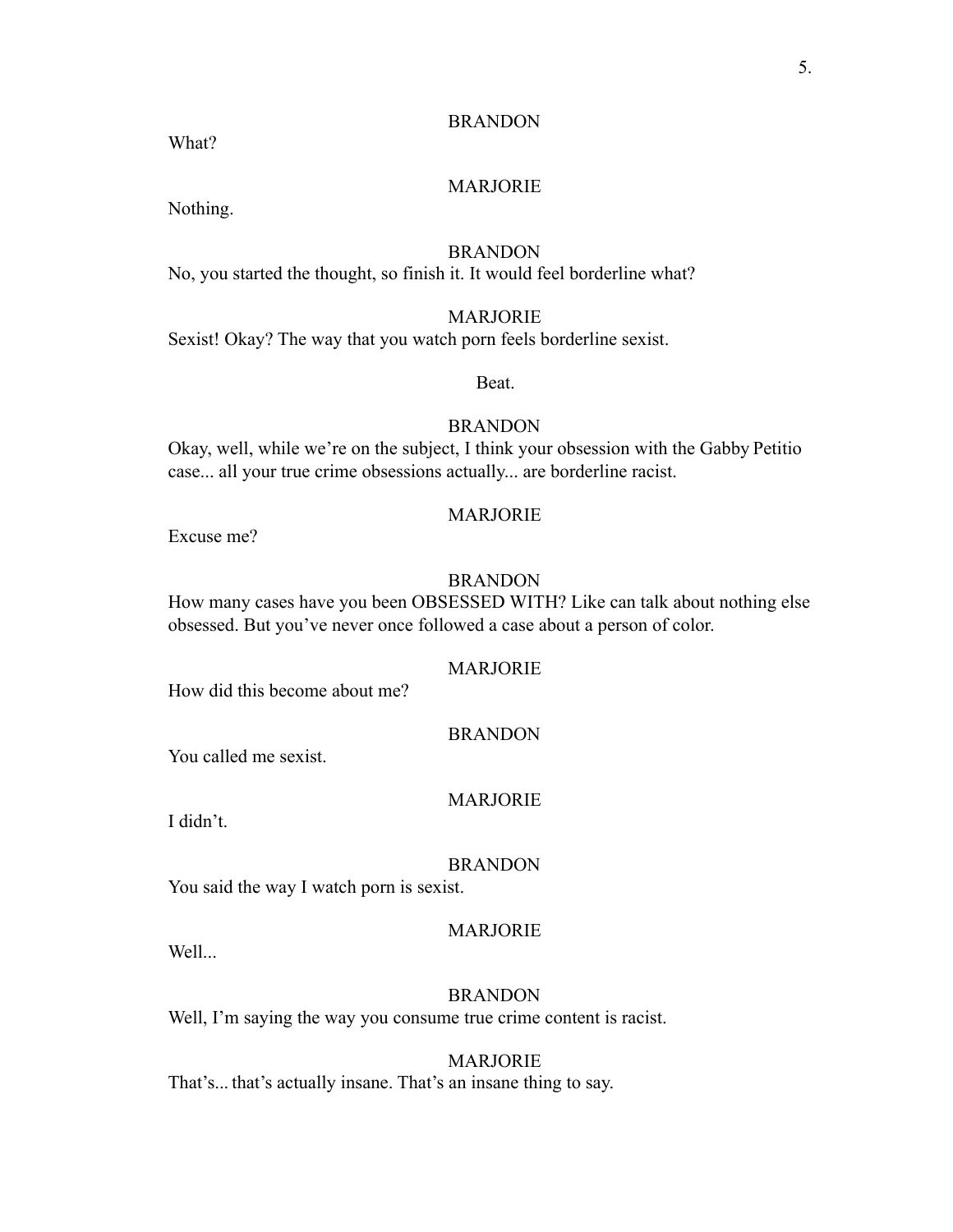BRANDON

What?

MARJORIE

Nothing.

BRANDON

No, you started the thought, so finish it. It would feel borderline what?

MARJORIE

Sexist! Okay? The way that you watch porn feels borderline sexist.

Beat.

BRANDON

Okay, well, while we're on the subject, I think your obsession with the Gabby Petitio case... all your true crime obsessions actually... are borderline racist.

MARJORIE

Excuse me?

BRANDON

How many cases have you been OBSESSED WITH? Like can talk about nothing else obsessed. But you've never once followed a case about a person of color.

MARJORIE

How did this become about me?

BRANDON

You called me sexist.

MARJORIE

I didn't.

BRANDON

You said the way I watch porn is sexist.

MARJORIE

Well...

BRANDON

Well, I'm saying the way you consume true crime content is racist.

MARJORIE

That's... that's actually insane. That's an insane thing to say.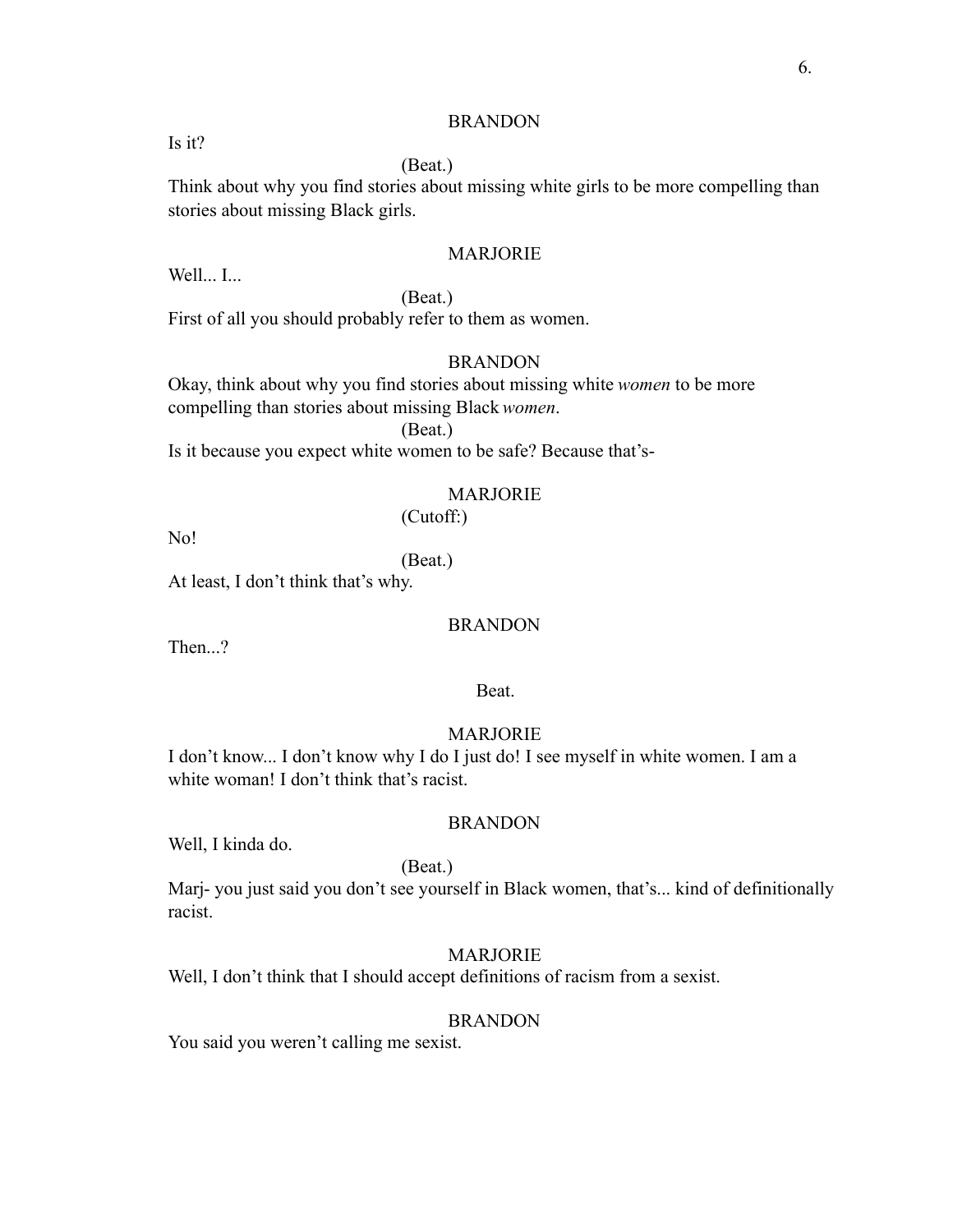BRANDON

Is it?

(Beat.)

Think about why you find stories about missing white girls to be more compelling than stories about missing Black girls.

MARJORIE

Well... I...

(Beat.)

First of all you should probably refer to them as women.

BRANDON

Okay, think about why you find stories about missing white *women* to be more compelling than stories about missing Black *women*.

(Beat.)

Is it because you expect white women to be safe? Because that's-

MARJORIE

(Cutoff:)

No!

(Beat.)

At least, I don't think that's why.

BRANDON

Then...?

Beat.

MARJORIE

I don't know... I don't know why I do I just do! I see myself in white women. I am a white woman! I don't think that's racist.

BRANDON

Well, I kinda do.

(Beat.)

Marj- you just said you don't see yourself in Black women, that's... kind of definitionally racist.

MARJORIE

Well, I don't think that I should accept definitions of racism from a sexist.

BRANDON

You said you weren't calling me sexist.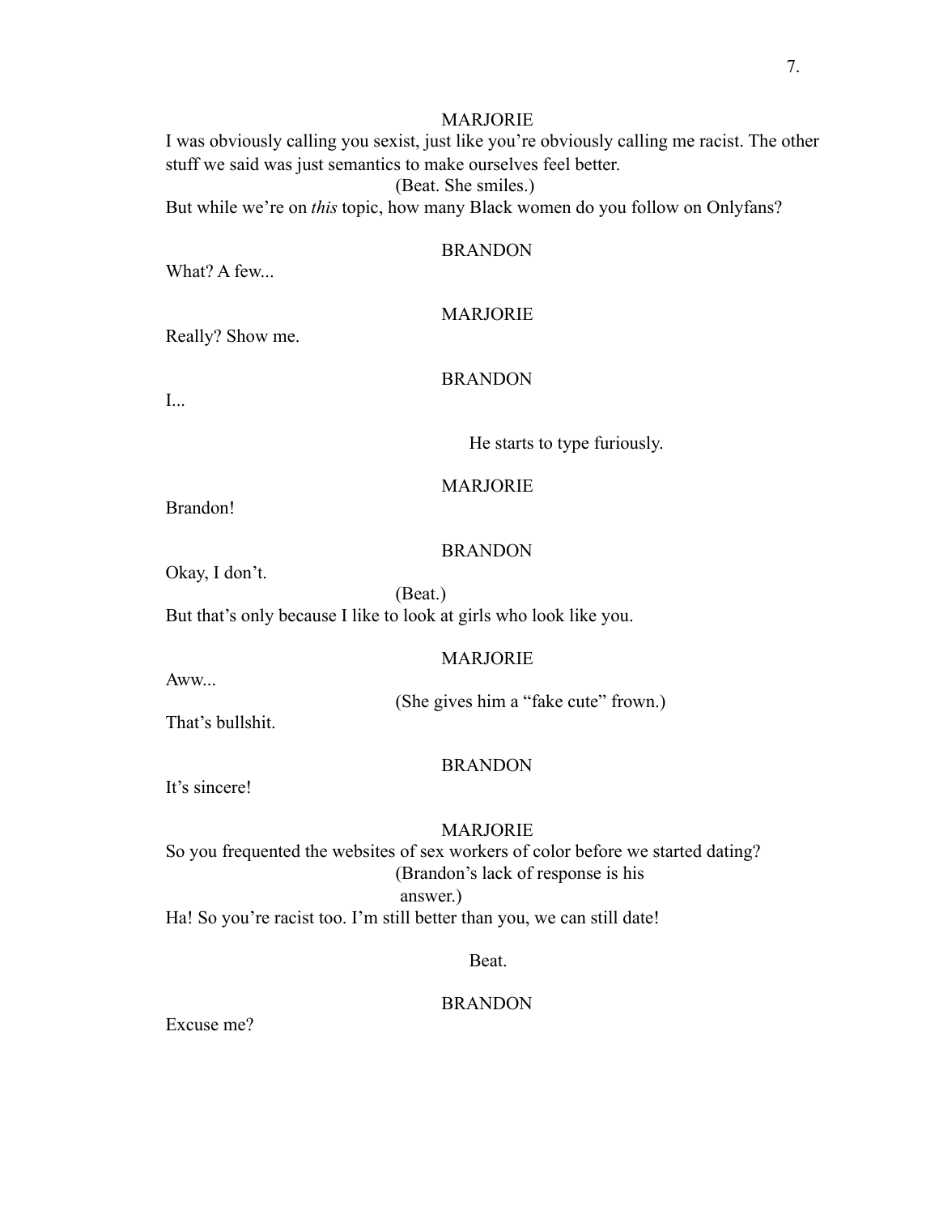MARJORIE

I was obviously calling you sexist, just like you're obviously calling me racist. The other stuff we said was just semantics to make ourselves feel better.

(Beat. She smiles.)

But while we're on *this* topic, how many Black women do you follow on Onlyfans?

BRANDON

What? A few...

MARJORIE

Really? Show me.

BRANDON

I...

He starts to type furiously.

MARJORIE

Brandon!

BRANDON

Okay, I don't.

(Beat.)

But that's only because I like to look at girls who look like you.

MARJORIE

Aww...

(She gives him a "fake cute" frown.)

That's bullshit.

BRANDON

It's sincere!

MARJORIE

So you frequented the websites of sex workers of color before we started dating?

(Brandon's lack of response is his answer.)

Ha! So you're racist too. I'm still better than you, we can still date!

Beat.

BRANDON

Excuse me?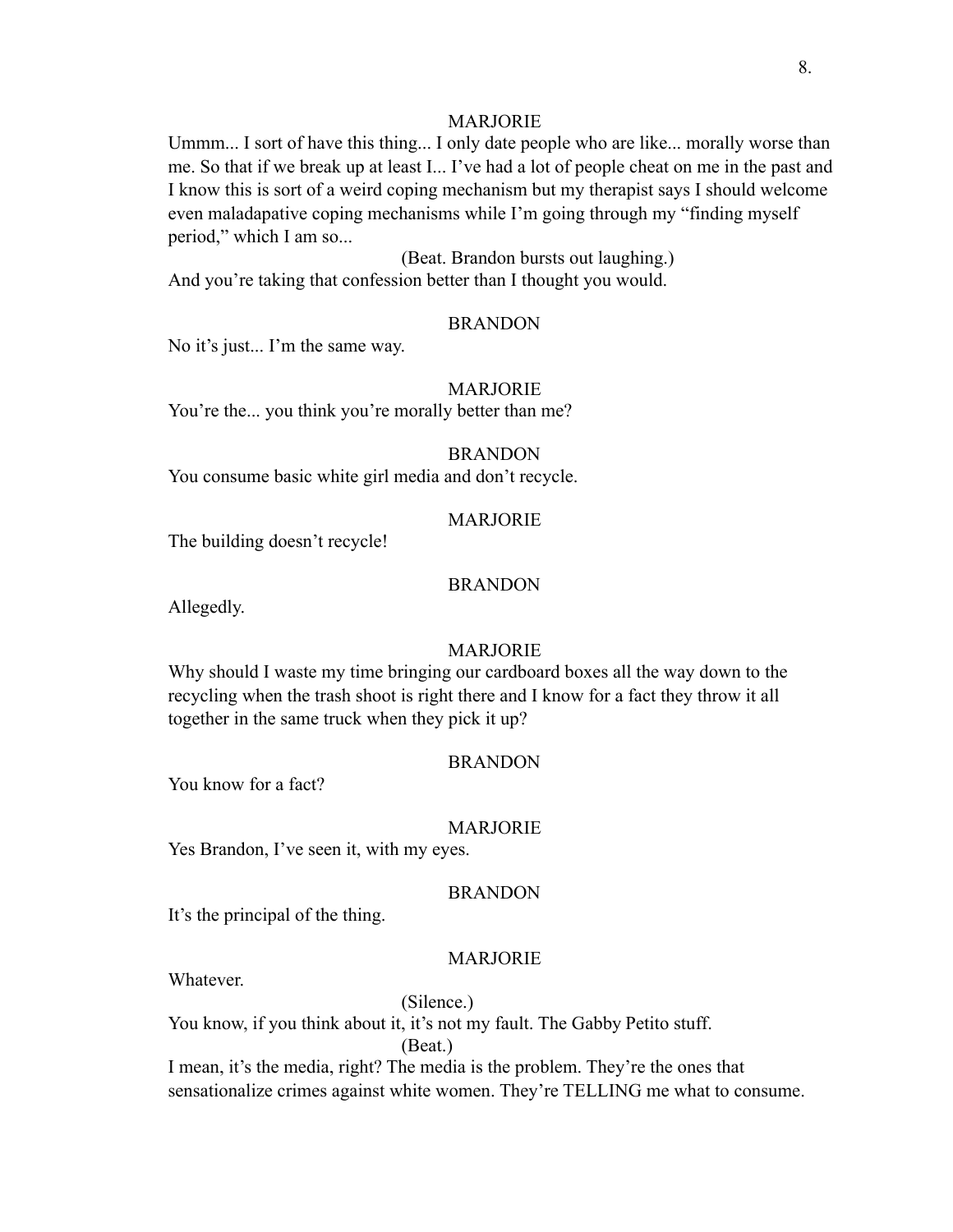MARJORIE

Ummm... I sort of have this thing... I only date people who are like... morally worse than me. So that if we break up at least I... I've had a lot of people cheat on me in the past and I know this is sort of a weird coping mechanism but my therapist says I should welcome even maladapative coping mechanisms while I'm going through my "finding myself period," which I am so...

(Beat. Brandon bursts out laughing.)

And you're taking that confession better than I thought you would.

BRANDON

No it's just... I'm the same way.

MARJORIE

You're the... you think you're morally better than me?

BRANDON

You consume basic white girl media and don't recycle.

MARJORIE

The building doesn't recycle!

BRANDON

Allegedly.

MARJORIE

Why should I waste my time bringing our cardboard boxes all the way down to the recycling when the trash shoot is right there and I know for a fact they throw it all together in the same truck when they pick it up?

BRANDON

You know for a fact?

MARJORIE

Yes Brandon, I've seen it, with my eyes.

BRANDON

It's the principal of the thing.

MARJORIE

Whatever.

(Silence.)

You know, if you think about it, it's not my fault. The Gabby Petito stuff.

(Beat.)

I mean, it's the media, right? The media is the problem. They're the ones that sensationalize crimes against white women. They're TELLING me what to consume.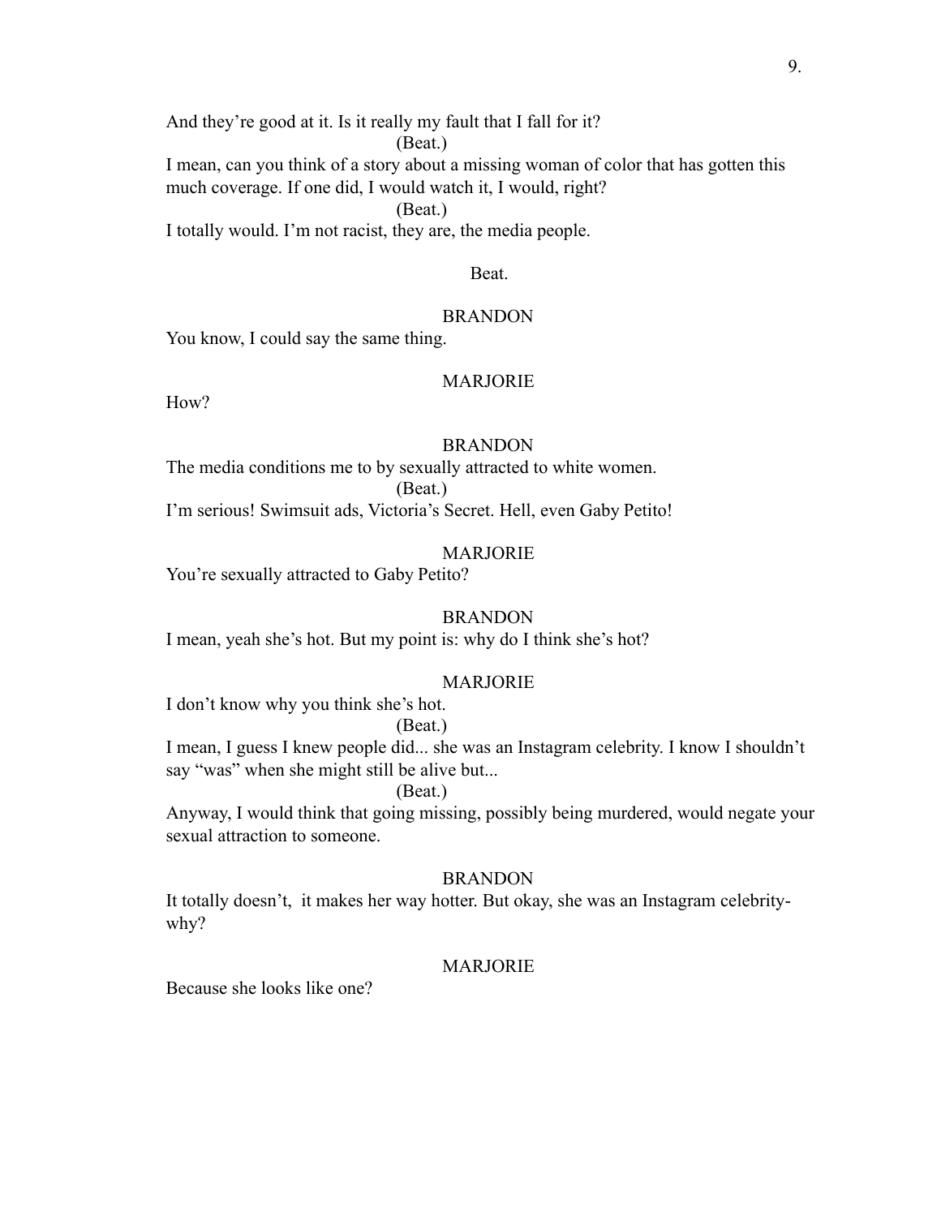And they're good at it. Is it really my fault that I fall for it?

(Beat.)

I mean, can you think of a story about a missing woman of color that has gotten this much coverage. If one did, I would watch it, I would, right?

(Beat.)

I totally would. I'm not racist, they are, the media people.

Beat.

BRANDON

You know, I could say the same thing.

MARJORIE

How?

BRANDON

The media conditions me to by sexually attracted to white women.

(Beat.)

I'm serious! Swimsuit ads, Victoria's Secret. Hell, even Gaby Petito!

MARJORIE

You're sexually attracted to Gaby Petito?

BRANDON

I mean, yeah she's hot. But my point is: why do I think she's hot?

MARJORIE

I don't know why you think she's hot.

(Beat.)

I mean, I guess I knew people did... she was an Instagram celebrity. I know I shouldn't say "was" when she might still be alive but...

(Beat.)

Anyway, I would think that going missing, possibly being murdered, would negate your sexual attraction to someone.

BRANDON

It totally doesn't, it makes her way hotter. But okay, she was an Instagram celebrity- why?

MARJORIE

Because she looks like one?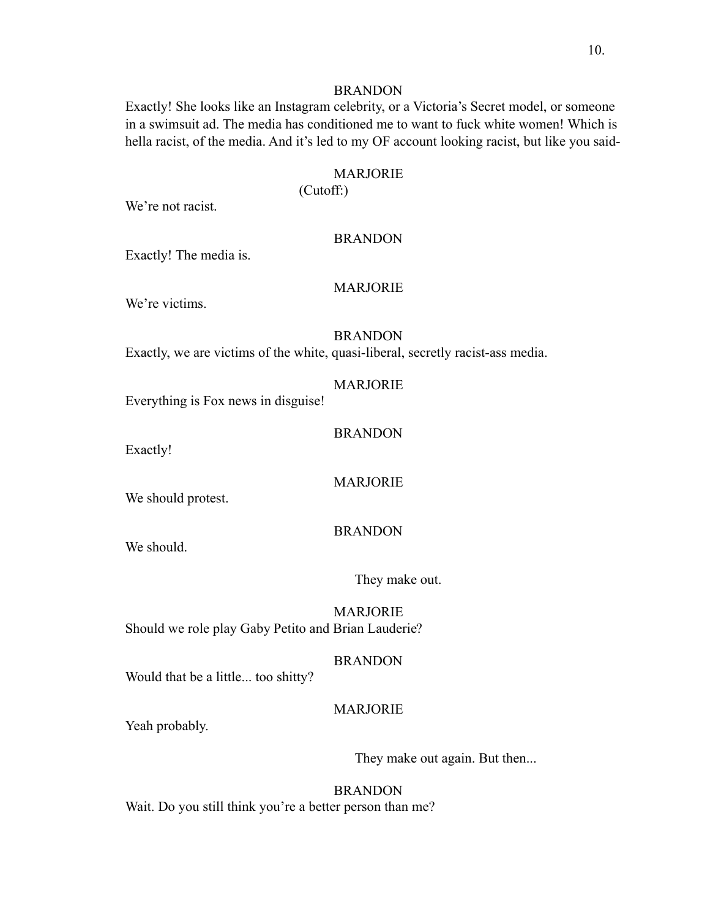BRANDON

Exactly! She looks like an Instagram celebrity, or a Victoria's Secret model, or someone in a swimsuit ad. The media has conditioned me to want to fuck white women! Which is hella racist, of the media. And it's led to my OF account looking racist, but like you said-

MARJORIE

(Cutoff:)

We're not racist.

BRANDON

Exactly! The media is.

MARJORIE

We're victims.

BRANDON

Exactly, we are victims of the white, quasi-liberal, secretly racist-ass media.

MARJORIE

Everything is Fox news in disguise!

BRANDON

Exactly!

MARJORIE

We should protest.

BRANDON

We should.

They make out.

MARJORIE

Should we role play Gaby Petito and Brian Lauderie?

BRANDON

Would that be a little... too shitty?

MARJORIE

Yeah probably.

They make out again. But then...

BRANDON

Wait. Do you still think you're a better person than me?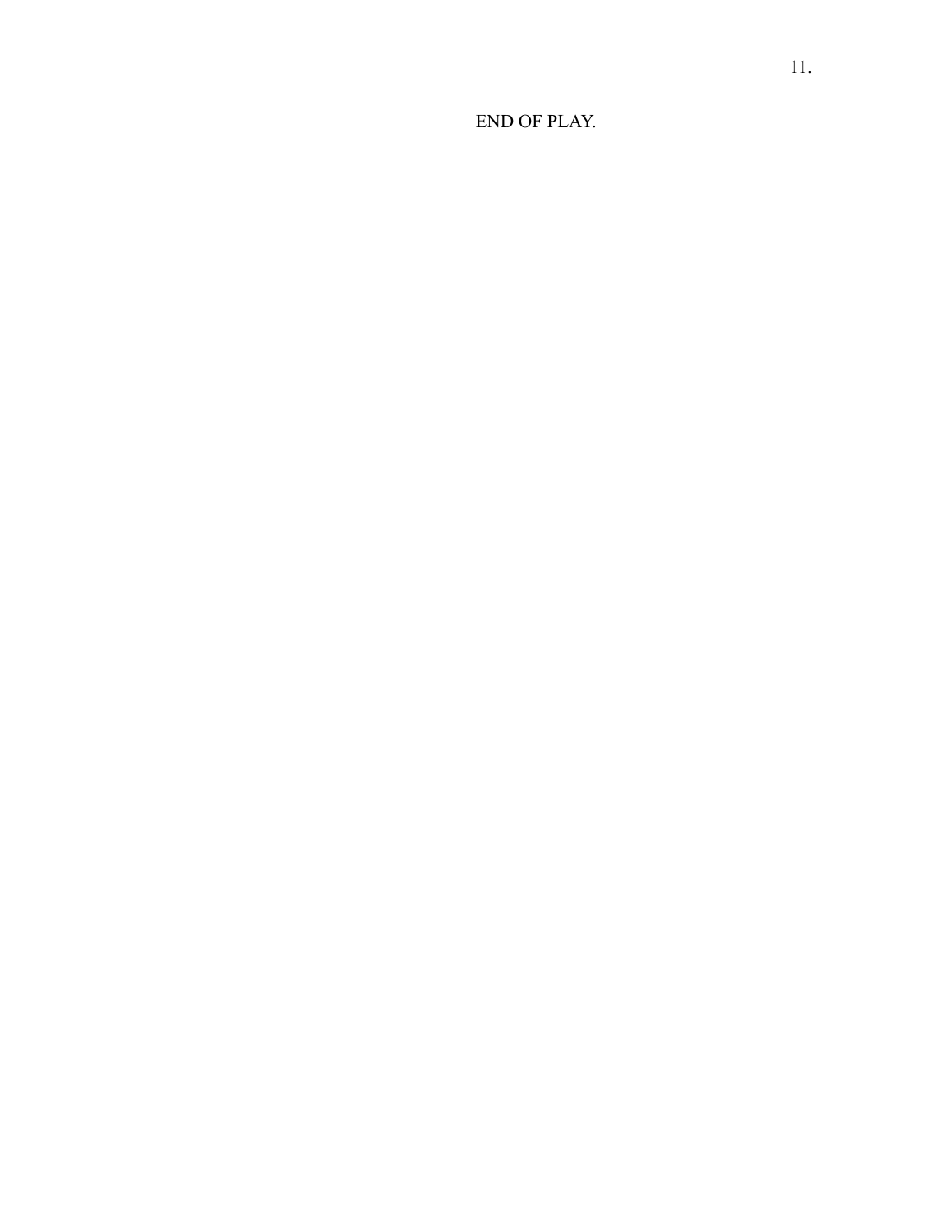END OF PLAY.